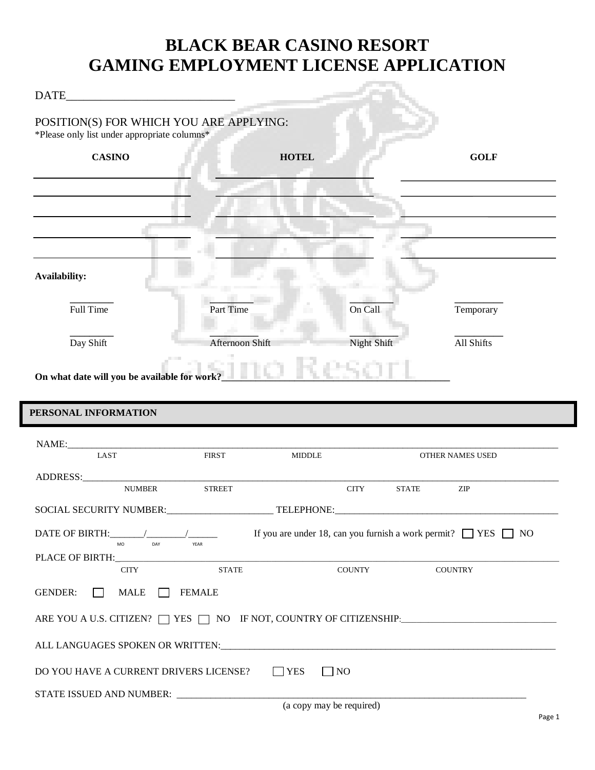# BLACK BEAR CASINO RESORT
# GAMING EMPLOYMENT LICENSE APPLICATION

DATE_____________________________

POSITION(S) FOR WHICH YOU ARE APPLYING:
*Please only list under appropriate columns*

| CASINO | HOTEL | GOLF |
|---|---|---|
| | | |
| | | |
| | | |
| | | |
| | | |

**Availability:**

________ Full Time ________ Part Time ________ On Call _________ Temporary

________ Day Shift _________ Afternoon Shift _________ Night Shift _________ All Shifts

**On what date will you be available for work?**___________________________________________

## PERSONAL INFORMATION

NAME:______________________________________________________________________________________
LAST FIRST MIDDLE OTHER NAMES USED

ADDRESS:____________________________________________________________________________________
NUMBER STREET CITY STATE ZIP

SOCIAL SECURITY NUMBER:_____________________ TELEPHONE:_____________________________________________

DATE OF BIRTH:_______/________/______ If you are under 18, can you furnish a work permit? ☐ YES ☐ NO
MO DAY YEAR

PLACE OF BIRTH:_______________________________________________________________________________
CITY STATE COUNTY COUNTRY

GENDER: ☐ MALE ☐ FEMALE

ARE YOU A U.S. CITIZEN? ☐ YES ☐ NO IF NOT, COUNTRY OF CITIZENSHIP:_______________________________

ALL LANGUAGES SPOKEN OR WRITTEN:_____________________________________________________________________

DO YOU HAVE A CURRENT DRIVERS LICENSE? ☐ YES ☐ NO

STATE ISSUED AND NUMBER: ___________________________________________________________________________
(a copy may be required)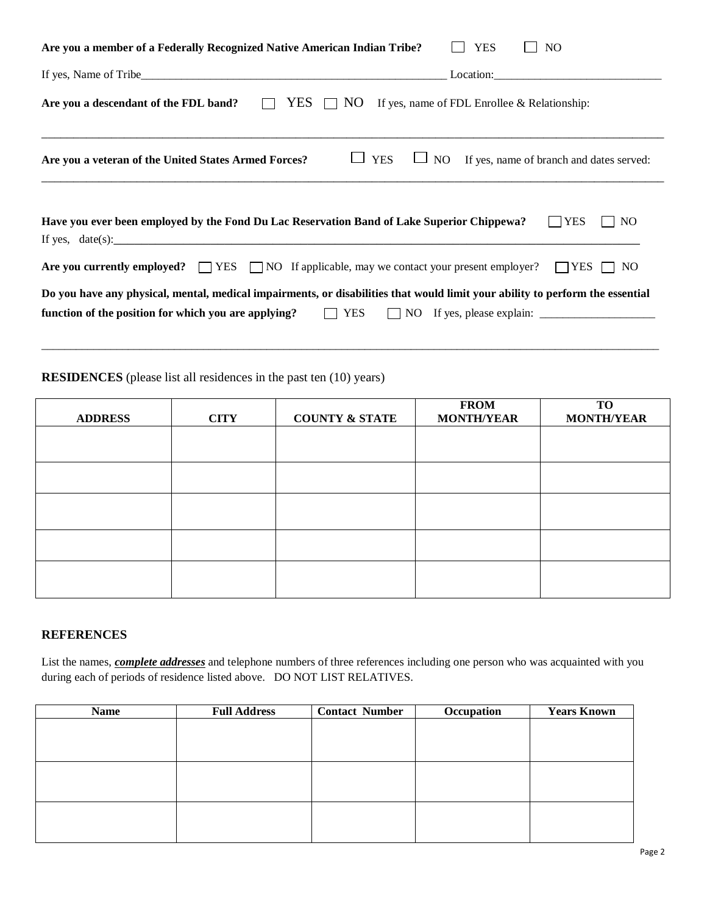**Are you a member of a Federally Recognized Native American Indian Tribe?** ☐ YES ☐ NO

If yes, Name of Tribe\_\_\_\_\_\_\_\_\_\_\_\_\_\_\_\_\_\_\_\_\_\_\_\_\_\_\_\_\_\_\_\_\_\_\_\_\_\_\_\_\_\_\_\_\_\_\_\_\_\_\_\_ Location:\_\_\_\_\_\_\_\_\_\_\_\_\_\_\_\_\_\_\_\_\_\_\_\_\_\_\_\_\_

**Are you a descendant of the FDL band?** ☐ YES ☐ NO If yes, name of FDL Enrollee & Relationship:

\_\_\_\_\_\_\_\_\_\_\_\_\_\_\_\_\_\_\_\_\_\_\_\_\_\_\_\_\_\_\_\_\_\_\_\_\_\_\_\_\_\_\_\_\_\_\_\_\_\_\_\_\_\_\_\_\_\_\_\_\_\_\_\_\_\_\_\_\_\_\_\_\_\_\_\_\_\_\_\_\_\_\_\_\_\_\_\_\_\_\_\_\_\_\_\_\_\_\_\_\_\_\_\_

**Are you a veteran of the United States Armed Forces?** ☐ YES ☐ NO If yes, name of branch and dates served:

\_\_\_\_\_\_\_\_\_\_\_\_\_\_\_\_\_\_\_\_\_\_\_\_\_\_\_\_\_\_\_\_\_\_\_\_\_\_\_\_\_\_\_\_\_\_\_\_\_\_\_\_\_\_\_\_\_\_\_\_\_\_\_\_\_\_\_\_\_\_\_\_\_\_\_\_\_\_\_\_\_\_\_\_\_\_\_\_\_\_\_\_\_\_\_\_\_\_\_\_\_\_\_\_

**Have you ever been employed by the Fond Du Lac Reservation Band of Lake Superior Chippewa?** ☐ YES ☐ NO
If yes, date(s):\_\_\_\_\_\_\_\_\_\_\_\_\_\_\_\_\_\_\_\_\_\_\_\_\_\_\_\_\_\_\_\_\_\_\_\_\_\_\_\_\_\_\_\_\_\_\_\_\_\_\_\_\_\_\_\_\_\_\_\_\_\_\_\_\_\_\_\_\_\_\_\_\_\_\_\_\_\_\_\_\_\_\_\_\_\_\_\_\_\_\_\_

**Are you currently employed?** ☐ YES ☐ NO If applicable, may we contact your present employer? ☐ YES ☐ NO

**Do you have any physical, mental, medical impairments, or disabilities that would limit your ability to perform the essential function of the position for which you are applying?** ☐ YES ☐ NO If yes, please explain: \_\_\_\_\_\_\_\_\_\_\_\_\_\_\_\_\_\_\_\_

\_\_\_\_\_\_\_\_\_\_\_\_\_\_\_\_\_\_\_\_\_\_\_\_\_\_\_\_\_\_\_\_\_\_\_\_\_\_\_\_\_\_\_\_\_\_\_\_\_\_\_\_\_\_\_\_\_\_\_\_\_\_\_\_\_\_\_\_\_\_\_\_\_\_\_\_\_\_\_\_\_\_\_\_\_\_\_\_\_\_\_\_\_\_\_\_\_\_\_\_\_\_\_\_

**RESIDENCES** (please list all residences in the past ten (10) years)

| ADDRESS | CITY | COUNTY & STATE | FROM MONTH/YEAR | TO MONTH/YEAR |
|---|---|---|---|---|
| | | | | |
| | | | | |
| | | | | |
| | | | | |
| | | | | |

**REFERENCES**

List the names, ***complete addresses*** and telephone numbers of three references including one person who was acquainted with you during each of periods of residence listed above. DO NOT LIST RELATIVES.

| Name | Full Address | Contact Number | Occupation | Years Known |
|---|---|---|---|---|
| | | | | |
| | | | | |
| | | | | |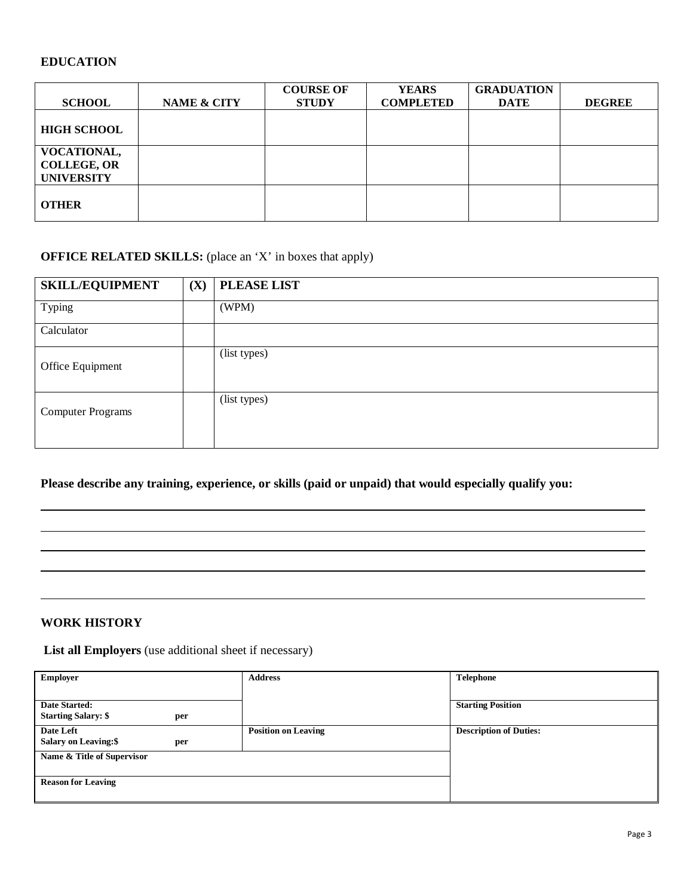## EDUCATION

| SCHOOL | NAME & CITY | COURSE OF STUDY | YEARS COMPLETED | GRADUATION DATE | DEGREE |
|---|---|---|---|---|---|
| **HIGH SCHOOL** | | | | | |
| **VOCATIONAL, COLLEGE, OR UNIVERSITY** | | | | | |
| **OTHER** | | | | | |

**OFFICE RELATED SKILLS:** (place an 'X' in boxes that apply)

| SKILL/EQUIPMENT | (X) | PLEASE LIST |
|---|---|---|
| Typing | | (WPM) |
| Calculator | | |
| Office Equipment | | (list types) |
| Computer Programs | | (list types) |

**Please describe any training, experience, or skills (paid or unpaid) that would especially qualify you:**

______________________________________________________________________

______________________________________________________________________

______________________________________________________________________

______________________________________________________________________

______________________________________________________________________

## WORK HISTORY

**List all Employers** (use additional sheet if necessary)

| **Employer** | **Address** | **Telephone** |
|---|---|---|
| **Date Started:** **Starting Salary: $** **per** | | **Starting Position** |
| **Date Left** **Salary on Leaving:$** **per** | **Position on Leaving** | **Description of Duties:** |
| **Name & Title of Supervisor** | | |
| **Reason for Leaving** | | |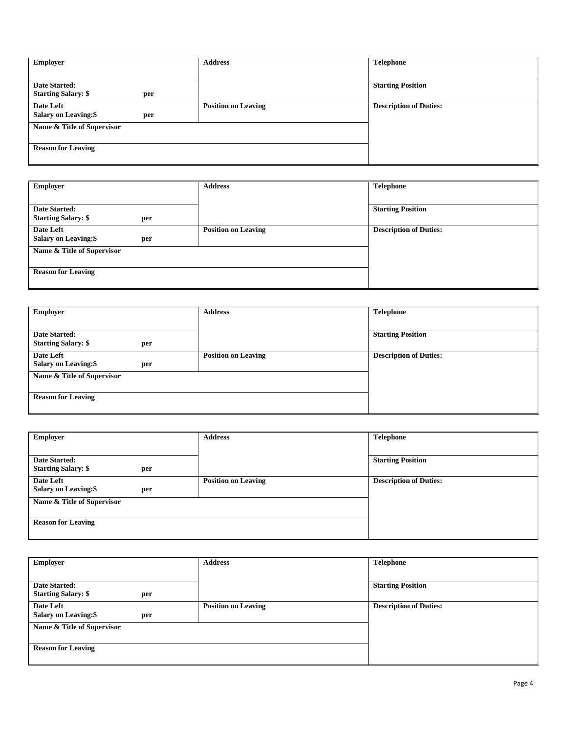| Employer | Address | Telephone |
|---|---|---|
| Date Started:<br>Starting Salary: $ per | | Starting Position |
| Date Left<br>Salary on Leaving:$ per | Position on Leaving | Description of Duties: |
| Name & Title of Supervisor | | |
| Reason for Leaving | | |

| Employer | Address | Telephone |
|---|---|---|
| Date Started:<br>Starting Salary: $ per | | Starting Position |
| Date Left<br>Salary on Leaving:$ per | Position on Leaving | Description of Duties: |
| Name & Title of Supervisor | | |
| Reason for Leaving | | |

| Employer | Address | Telephone |
|---|---|---|
| Date Started:<br>Starting Salary: $ per | | Starting Position |
| Date Left<br>Salary on Leaving:$ per | Position on Leaving | Description of Duties: |
| Name & Title of Supervisor | | |
| Reason for Leaving | | |

| Employer | Address | Telephone |
|---|---|---|
| Date Started:<br>Starting Salary: $ per | | Starting Position |
| Date Left<br>Salary on Leaving:$ per | Position on Leaving | Description of Duties: |
| Name & Title of Supervisor | | |
| Reason for Leaving | | |

| Employer | Address | Telephone |
|---|---|---|
| Date Started:<br>Starting Salary: $ per | | Starting Position |
| Date Left<br>Salary on Leaving:$ per | Position on Leaving | Description of Duties: |
| Name & Title of Supervisor | | |
| Reason for Leaving | | |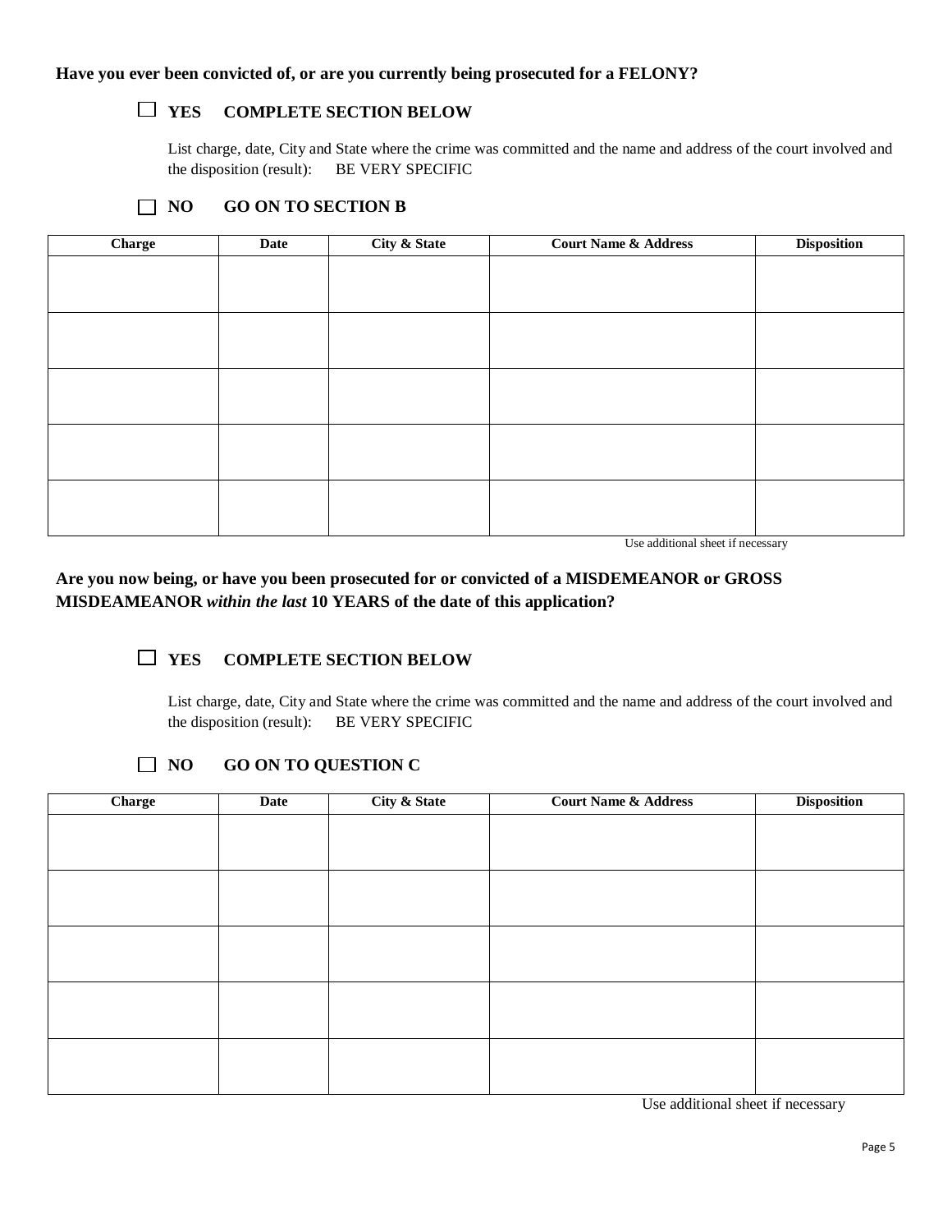**Have you ever been convicted of, or are you currently being prosecuted for a FELONY?**

☐ **YES COMPLETE SECTION BELOW**

List charge, date, City and State where the crime was committed and the name and address of the court involved and the disposition (result): BE VERY SPECIFIC

☐ **NO GO ON TO SECTION B**

| Charge | Date | City & State | Court Name & Address | Disposition |
|---|---|---|---|---|
| | | | | |
| | | | | |
| | | | | |
| | | | | |
| | | | | |

Use additional sheet if necessary

**Are you now being, or have you been prosecuted for or convicted of a MISDEMEANOR or GROSS MISDEAMEANOR *within the last* 10 YEARS of the date of this application?**

☐ **YES COMPLETE SECTION BELOW**

List charge, date, City and State where the crime was committed and the name and address of the court involved and the disposition (result): BE VERY SPECIFIC

☐ **NO GO ON TO QUESTION C**

| Charge | Date | City & State | Court Name & Address | Disposition |
|---|---|---|---|---|
| | | | | |
| | | | | |
| | | | | |
| | | | | |
| | | | | |

Use additional sheet if necessary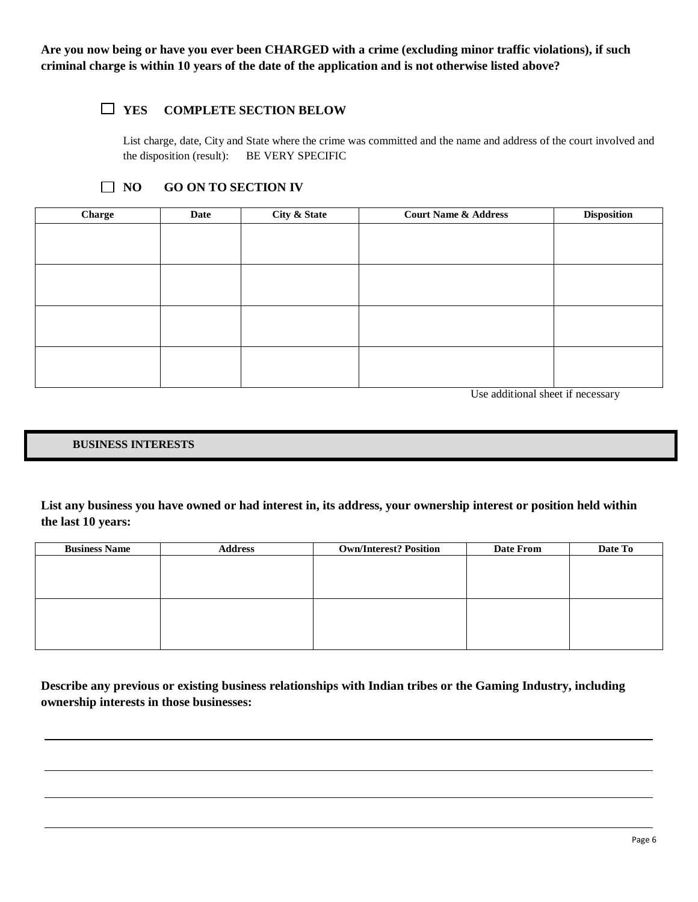**Are you now being or have you ever been CHARGED with a crime (excluding minor traffic violations), if such criminal charge is within 10 years of the date of the application and is not otherwise listed above?**

☐ **YES COMPLETE SECTION BELOW**

List charge, date, City and State where the crime was committed and the name and address of the court involved and the disposition (result): BE VERY SPECIFIC

☐ **NO GO ON TO SECTION IV**

| Charge | Date | City & State | Court Name & Address | Disposition |
|---|---|---|---|---|
| | | | | |
| | | | | |
| | | | | |
| | | | | |

Use additional sheet if necessary

## BUSINESS INTERESTS

**List any business you have owned or had interest in, its address, your ownership interest or position held within the last 10 years:**

| Business Name | Address | Own/Interest? Position | Date From | Date To |
|---|---|---|---|---|
| | | | | |
| | | | | |

**Describe any previous or existing business relationships with Indian tribes or the Gaming Industry, including ownership interests in those businesses:**

\_\_\_\_\_\_\_\_\_\_\_\_\_\_\_\_\_\_\_\_\_\_\_\_\_\_\_\_\_\_\_\_\_\_\_\_\_\_\_\_\_\_\_\_\_\_\_\_\_\_\_\_\_\_\_\_\_\_\_\_

\_\_\_\_\_\_\_\_\_\_\_\_\_\_\_\_\_\_\_\_\_\_\_\_\_\_\_\_\_\_\_\_\_\_\_\_\_\_\_\_\_\_\_\_\_\_\_\_\_\_\_\_\_\_\_\_\_\_\_\_

\_\_\_\_\_\_\_\_\_\_\_\_\_\_\_\_\_\_\_\_\_\_\_\_\_\_\_\_\_\_\_\_\_\_\_\_\_\_\_\_\_\_\_\_\_\_\_\_\_\_\_\_\_\_\_\_\_\_\_\_

\_\_\_\_\_\_\_\_\_\_\_\_\_\_\_\_\_\_\_\_\_\_\_\_\_\_\_\_\_\_\_\_\_\_\_\_\_\_\_\_\_\_\_\_\_\_\_\_\_\_\_\_\_\_\_\_\_\_\_\_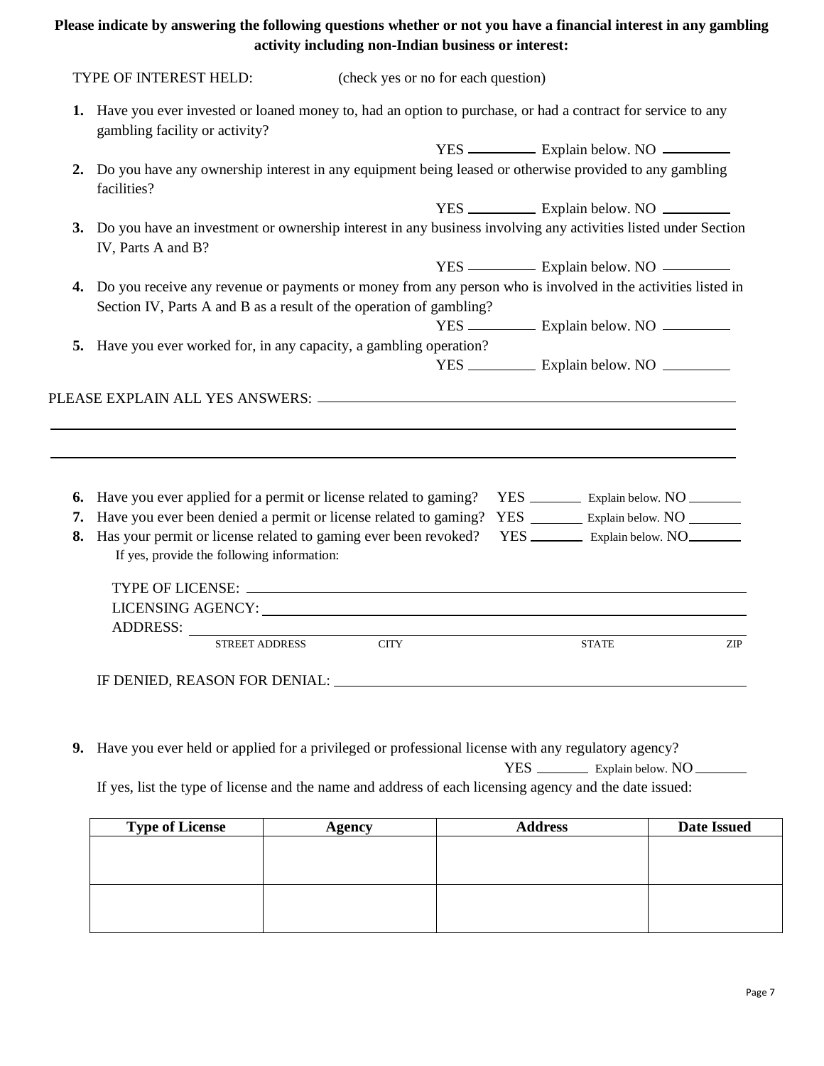**Please indicate by answering the following questions whether or not you have a financial interest in any gambling activity including non-Indian business or interest:**

TYPE OF INTEREST HELD: (check yes or no for each question)

1. Have you ever invested or loaned money to, had an option to purchase, or had a contract for service to any gambling facility or activity?

   YES __________ Explain below. NO __________

2. Do you have any ownership interest in any equipment being leased or otherwise provided to any gambling facilities?

   YES __________ Explain below. NO __________

3. Do you have an investment or ownership interest in any business involving any activities listed under Section IV, Parts A and B?

   YES __________ Explain below. NO __________

4. Do you receive any revenue or payments or money from any person who is involved in the activities listed in Section IV, Parts A and B as a result of the operation of gambling?

   YES __________ Explain below. NO __________

5. Have you ever worked for, in any capacity, a gambling operation?

   YES __________ Explain below. NO __________

PLEASE EXPLAIN ALL YES ANSWERS: ____________________________________________

______________________________________________________________________

______________________________________________________________________

6. Have you ever applied for a permit or license related to gaming? YES ________ Explain below. NO ________
7. Have you ever been denied a permit or license related to gaming? YES ________ Explain below. NO ________
8. Has your permit or license related to gaming ever been revoked? YES ________ Explain below. NO ________

   If yes, provide the following information:

   TYPE OF LICENSE: ____________________________________________

   LICENSING AGENCY: ____________________________________________

   ADDRESS: ____________________________________________

   STREET ADDRESS CITY STATE ZIP

   IF DENIED, REASON FOR DENIAL: ____________________________________________

9. Have you ever held or applied for a privileged or professional license with any regulatory agency?

   YES ________ Explain below. NO ________

   If yes, list the type of license and the name and address of each licensing agency and the date issued:

| Type of License | Agency | Address | Date Issued |
| --- | --- | --- | --- |
| | | | |
| | | | |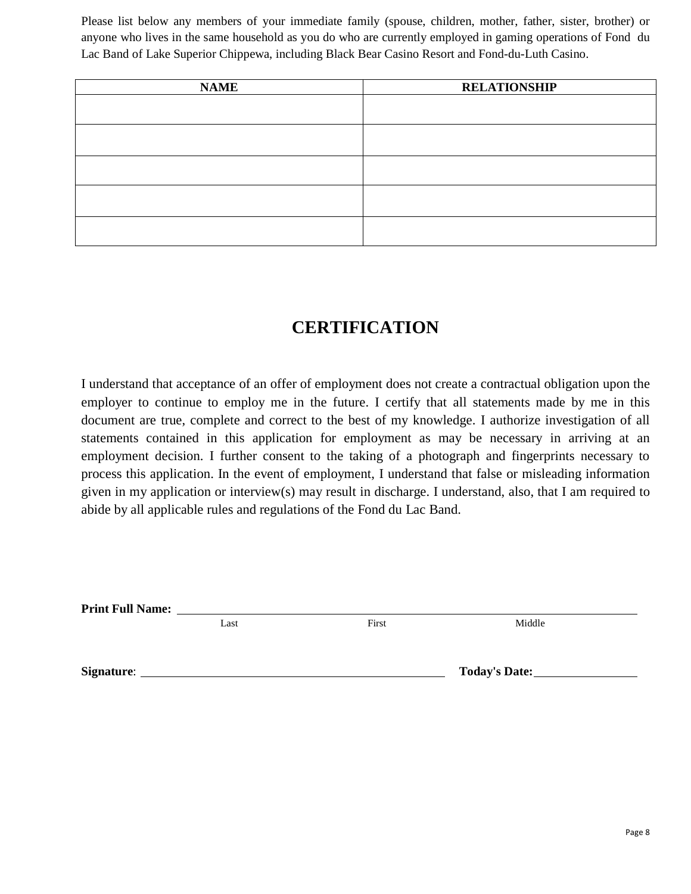Please list below any members of your immediate family (spouse, children, mother, father, sister, brother) or anyone who lives in the same household as you do who are currently employed in gaming operations of Fond du Lac Band of Lake Superior Chippewa, including Black Bear Casino Resort and Fond-du-Luth Casino.

| NAME | RELATIONSHIP |
|---|---|
| | |
| | |
| | |
| | |
| | |

# CERTIFICATION

I understand that acceptance of an offer of employment does not create a contractual obligation upon the employer to continue to employ me in the future. I certify that all statements made by me in this document are true, complete and correct to the best of my knowledge. I authorize investigation of all statements contained in this application for employment as may be necessary in arriving at an employment decision. I further consent to the taking of a photograph and fingerprints necessary to process this application. In the event of employment, I understand that false or misleading information given in my application or interview(s) may result in discharge. I understand, also, that I am required to abide by all applicable rules and regulations of the Fond du Lac Band.

**Print Full Name:** ______________________________________________

Last First Middle

**Signature**: ______________________________ **Today's Date:** ______________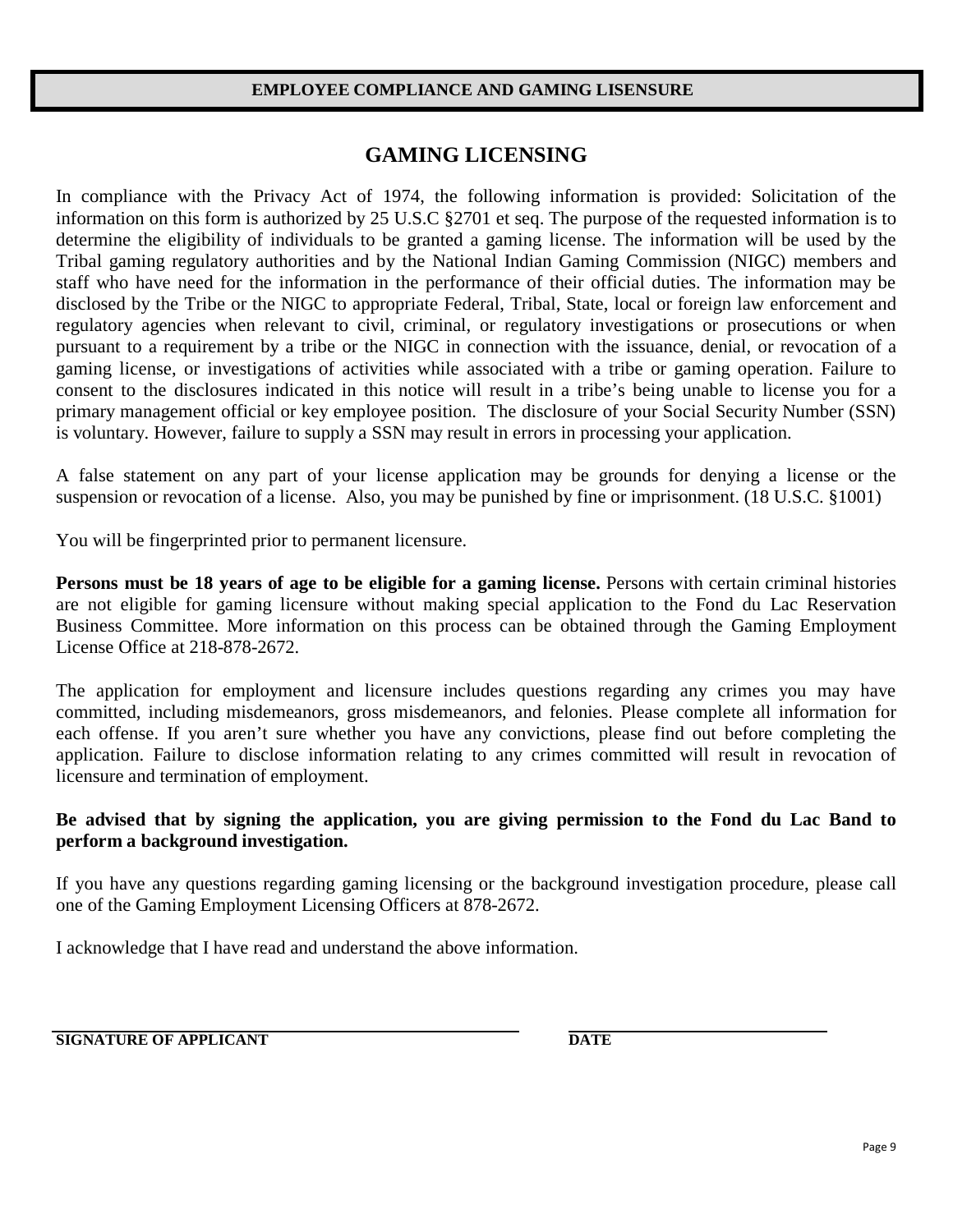**EMPLOYEE COMPLIANCE AND GAMING LISENSURE**

# GAMING LICENSING

In compliance with the Privacy Act of 1974, the following information is provided: Solicitation of the information on this form is authorized by 25 U.S.C §2701 et seq. The purpose of the requested information is to determine the eligibility of individuals to be granted a gaming license. The information will be used by the Tribal gaming regulatory authorities and by the National Indian Gaming Commission (NIGC) members and staff who have need for the information in the performance of their official duties. The information may be disclosed by the Tribe or the NIGC to appropriate Federal, Tribal, State, local or foreign law enforcement and regulatory agencies when relevant to civil, criminal, or regulatory investigations or prosecutions or when pursuant to a requirement by a tribe or the NIGC in connection with the issuance, denial, or revocation of a gaming license, or investigations of activities while associated with a tribe or gaming operation. Failure to consent to the disclosures indicated in this notice will result in a tribe's being unable to license you for a primary management official or key employee position. The disclosure of your Social Security Number (SSN) is voluntary. However, failure to supply a SSN may result in errors in processing your application.

A false statement on any part of your license application may be grounds for denying a license or the suspension or revocation of a license. Also, you may be punished by fine or imprisonment. (18 U.S.C. §1001)

You will be fingerprinted prior to permanent licensure.

**Persons must be 18 years of age to be eligible for a gaming license.** Persons with certain criminal histories are not eligible for gaming licensure without making special application to the Fond du Lac Reservation Business Committee. More information on this process can be obtained through the Gaming Employment License Office at 218-878-2672.

The application for employment and licensure includes questions regarding any crimes you may have committed, including misdemeanors, gross misdemeanors, and felonies. Please complete all information for each offense. If you aren't sure whether you have any convictions, please find out before completing the application. Failure to disclose information relating to any crimes committed will result in revocation of licensure and termination of employment.

**Be advised that by signing the application, you are giving permission to the Fond du Lac Band to perform a background investigation.**

If you have any questions regarding gaming licensing or the background investigation procedure, please call one of the Gaming Employment Licensing Officers at 878-2672.

I acknowledge that I have read and understand the above information.

\_\_\_\_\_\_\_\_\_\_\_\_\_\_\_\_\_\_\_\_\_\_\_\_\_\_\_\_\_\_\_\_\_\_\_\_\_\_\_\_ \_\_\_\_\_\_\_\_\_\_\_\_\_\_\_\_\_\_\_\_\_\_
**SIGNATURE OF APPLICANT** **DATE**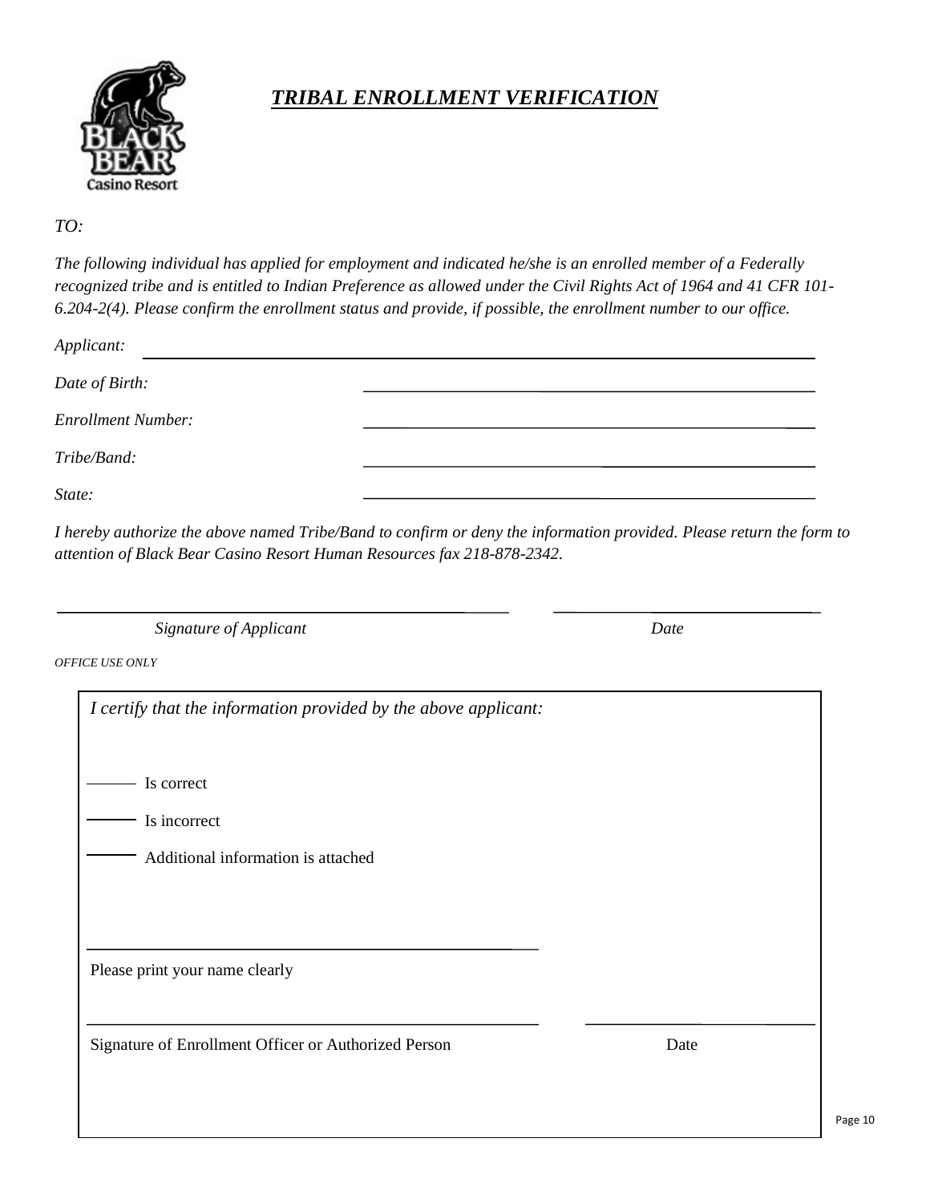# ***TRIBAL ENROLLMENT VERIFICATION***

*TO:*

*The following individual has applied for employment and indicated he/she is an enrolled member of a Federally recognized tribe and is entitled to Indian Preference as allowed under the Civil Rights Act of 1964 and 41 CFR 101-6.204-2(4). Please confirm the enrollment status and provide, if possible, the enrollment number to our office.*

*Applicant:* \_\_\_\_\_\_\_\_\_\_\_\_\_\_\_\_\_\_\_\_\_\_\_\_\_\_\_\_\_\_\_\_\_\_\_\_\_\_\_\_

*Date of Birth:* \_\_\_\_\_\_\_\_\_\_\_\_\_\_\_\_\_\_\_\_\_\_\_\_\_\_\_\_\_\_

*Enrollment Number:* \_\_\_\_\_\_\_\_\_\_\_\_\_\_\_\_\_\_\_\_\_\_\_\_\_\_\_\_\_\_

*Tribe/Band:* \_\_\_\_\_\_\_\_\_\_\_\_\_\_\_\_\_\_\_\_\_\_\_\_\_\_\_\_\_\_

*State:* \_\_\_\_\_\_\_\_\_\_\_\_\_\_\_\_\_\_\_\_\_\_\_\_\_\_\_\_\_\_

*I hereby authorize the above named Tribe/Band to confirm or deny the information provided. Please return the form to attention of Black Bear Casino Resort Human Resources fax 218-878-2342.*

\_\_\_\_\_\_\_\_\_\_\_\_\_\_\_\_\_\_\_\_\_\_\_\_\_\_\_\_\_\_\_\_\_\_ \_\_\_\_\_\_\_\_\_\_\_\_\_\_\_\_\_\_\_\_

*Signature of Applicant* *Date*

*OFFICE USE ONLY*

*I certify that the information provided by the above applicant:*

\_\_\_\_\_ Is correct

\_\_\_\_\_ Is incorrect

\_\_\_\_\_ Additional information is attached

\_\_\_\_\_\_\_\_\_\_\_\_\_\_\_\_\_\_\_\_\_\_\_\_\_\_\_\_\_\_\_\_\_\_

Please print your name clearly

\_\_\_\_\_\_\_\_\_\_\_\_\_\_\_\_\_\_\_\_\_\_\_\_\_\_\_\_\_\_\_\_\_\_ \_\_\_\_\_\_\_\_\_\_\_\_\_\_\_\_\_\_\_\_

Signature of Enrollment Officer or Authorized Person Date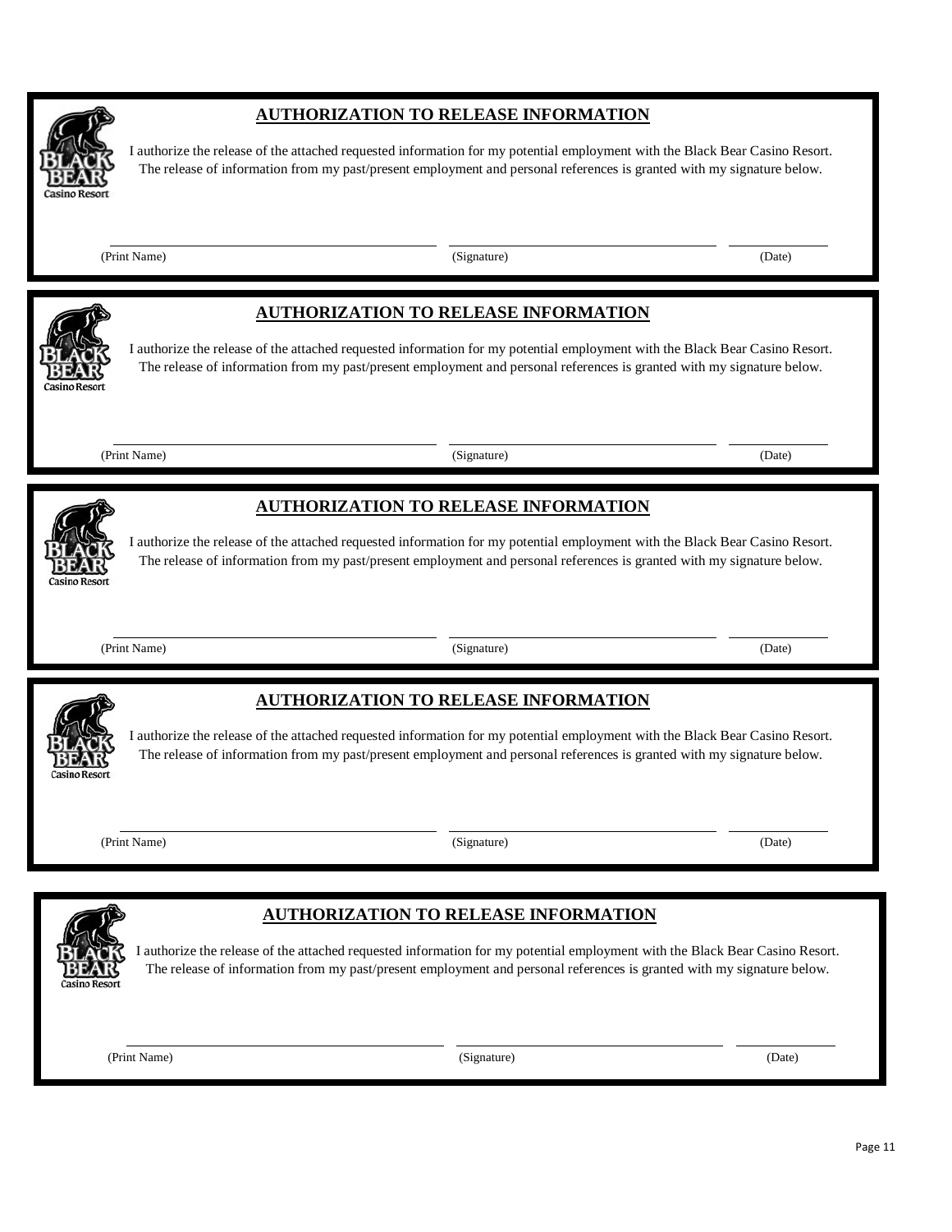## AUTHORIZATION TO RELEASE INFORMATION

I authorize the release of the attached requested information for my potential employment with the Black Bear Casino Resort. The release of information from my past/present employment and personal references is granted with my signature below.

(Print Name) (Signature) (Date)

## AUTHORIZATION TO RELEASE INFORMATION

I authorize the release of the attached requested information for my potential employment with the Black Bear Casino Resort. The release of information from my past/present employment and personal references is granted with my signature below.

(Print Name) (Signature) (Date)

## AUTHORIZATION TO RELEASE INFORMATION

I authorize the release of the attached requested information for my potential employment with the Black Bear Casino Resort. The release of information from my past/present employment and personal references is granted with my signature below.

(Print Name) (Signature) (Date)

## AUTHORIZATION TO RELEASE INFORMATION

I authorize the release of the attached requested information for my potential employment with the Black Bear Casino Resort. The release of information from my past/present employment and personal references is granted with my signature below.

(Print Name) (Signature) (Date)

## AUTHORIZATION TO RELEASE INFORMATION

I authorize the release of the attached requested information for my potential employment with the Black Bear Casino Resort. The release of information from my past/present employment and personal references is granted with my signature below.

(Print Name) (Signature) (Date)